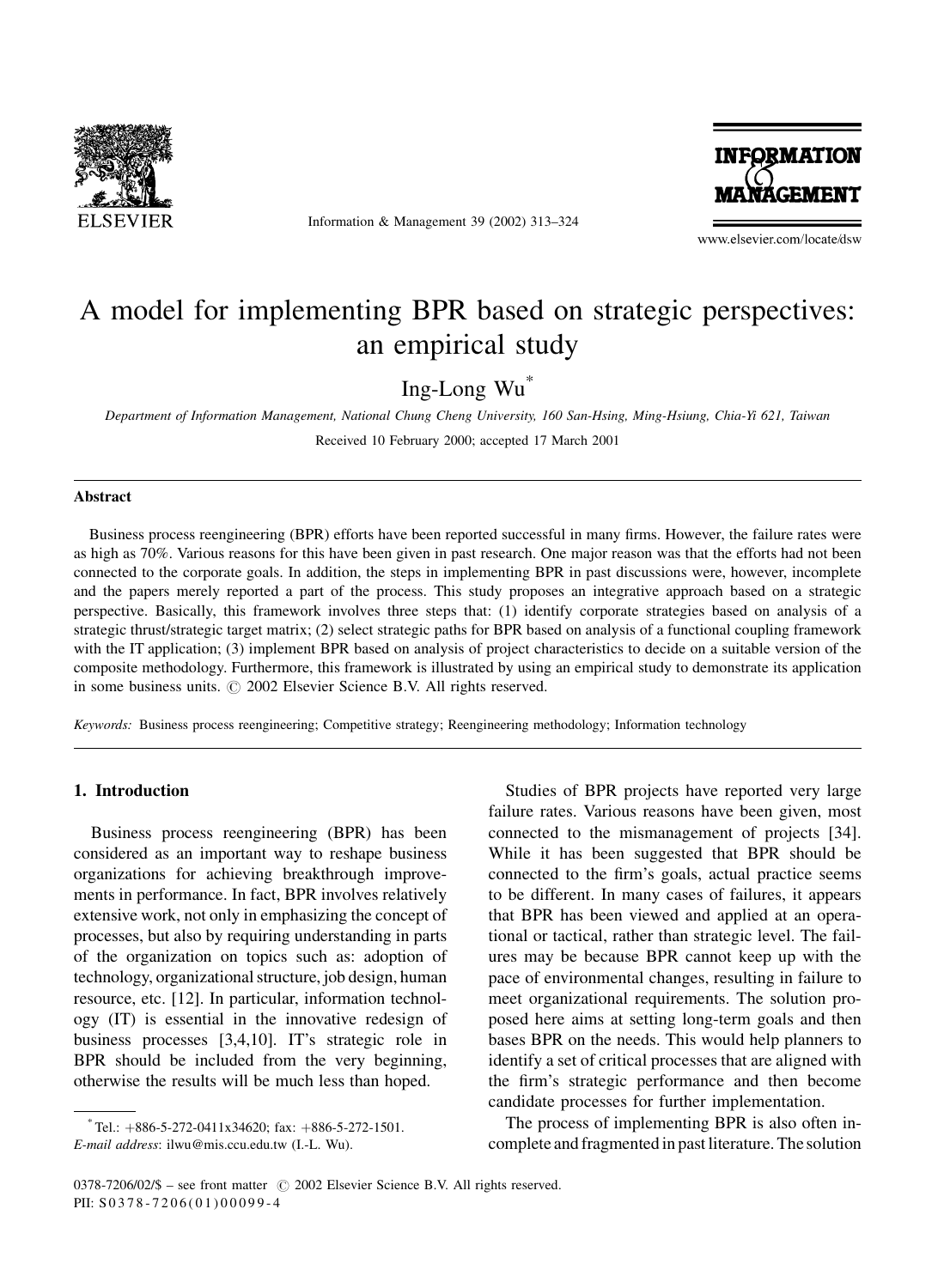# A model for implementing BPR based on strategic perspectives: an empirical study

Ing-Long Wu*

*Department of Information Management, National Chung Cheng University, 160 San-Hsing, Ming-Hsiung, Chia-Yi 621, Taiwan*

Received 10 February 2000; accepted 17 March 2001

## Abstract

Business process reengineering (BPR) efforts have been reported successful in many firms. However, the failure rates were as high as 70%. Various reasons for this have been given in past research. One major reason was that the efforts had not been connected to the corporate goals. In addition, the steps in implementing BPR in past discussions were, however, incomplete and the papers merely reported a part of the process. This study proposes an integrative approach based on a strategic perspective. Basically, this framework involves three steps that: (1) identify corporate strategies based on analysis of a strategic thrust/strategic target matrix; (2) select strategic paths for BPR based on analysis of a functional coupling framework with the IT application; (3) implement BPR based on analysis of project characteristics to decide on a suitable version of the composite methodology. Furthermore, this framework is illustrated by using an empirical study to demonstrate its application in some business units. © 2002 Elsevier Science B.V. All rights reserved.

*Keywords:* Business process reengineering; Competitive strategy; Reengineering methodology; Information technology

## 1. Introduction

Business process reengineering (BPR) has been considered as an important way to reshape business organizations for achieving breakthrough improvements in performance. In fact, BPR involves relatively extensive work, not only in emphasizing the concept of processes, but also by requiring understanding in parts of the organization on topics such as: adoption of technology, organizational structure, job design, human resource, etc. [12]. In particular, information technology (IT) is essential in the innovative redesign of business processes [3,4,10]. IT's strategic role in BPR should be included from the very beginning, otherwise the results will be much less than hoped.

Studies of BPR projects have reported very large failure rates. Various reasons have been given, most connected to the mismanagement of projects [34]. While it has been suggested that BPR should be connected to the firm's goals, actual practice seems to be different. In many cases of failures, it appears that BPR has been viewed and applied at an operational or tactical, rather than strategic level. The failures may be because BPR cannot keep up with the pace of environmental changes, resulting in failure to meet organizational requirements. The solution proposed here aims at setting long-term goals and then bases BPR on the needs. This would help planners to identify a set of critical processes that are aligned with the firm's strategic performance and then become candidate processes for further implementation.

The process of implementing BPR is also often incomplete and fragmented in past literature. The solution

* Tel.: +886-5-272-0411x34620; fax: +886-5-272-1501.
*E-mail address*: ilwu@mis.ccu.edu.tw (I.-L. Wu).

0378-7206/02/$ – see front matter © 2002 Elsevier Science B.V. All rights reserved.
PII: S0378-7206(01)00099-4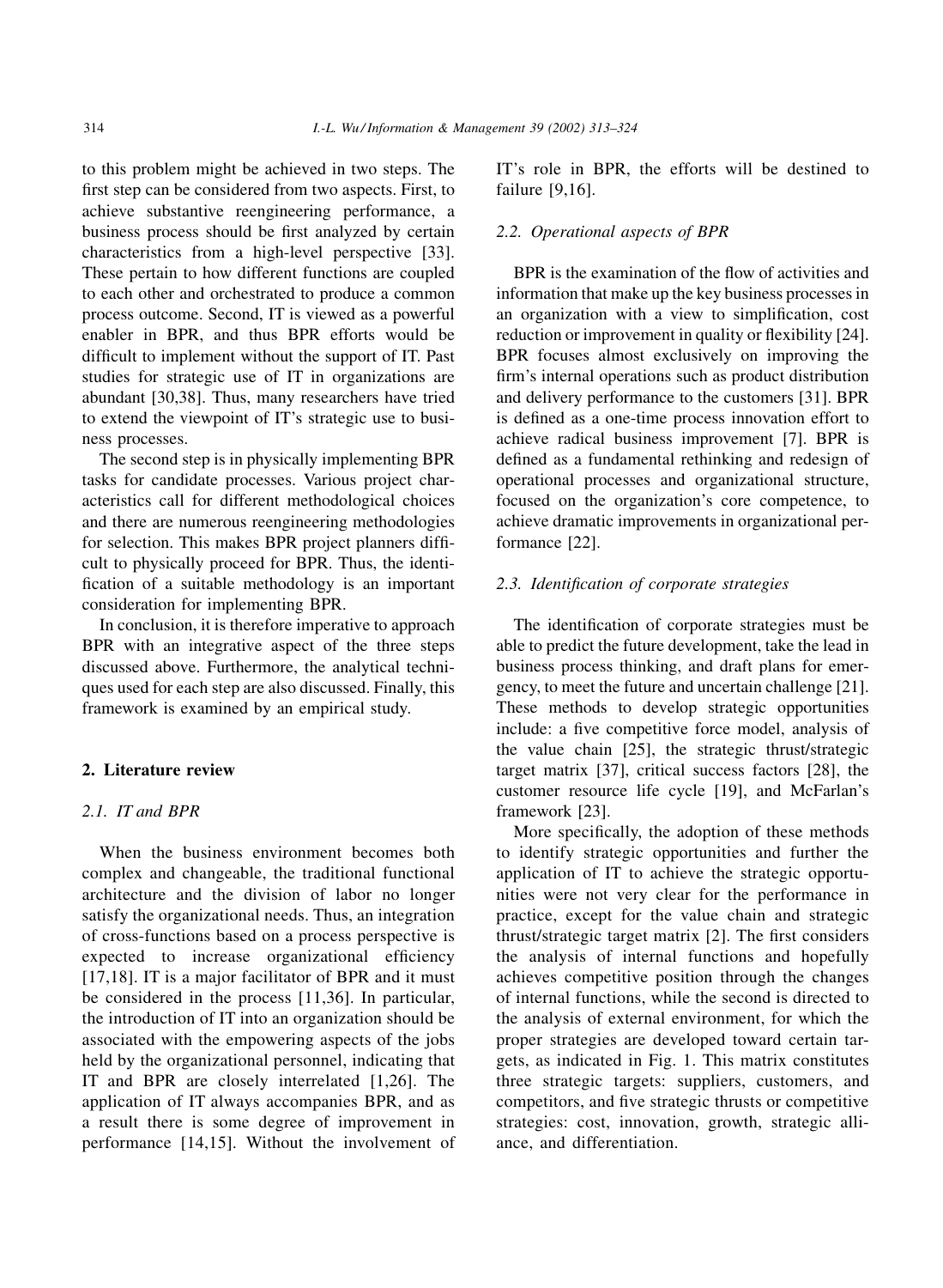to this problem might be achieved in two steps. The first step can be considered from two aspects. First, to achieve substantive reengineering performance, a business process should be first analyzed by certain characteristics from a high-level perspective [33]. These pertain to how different functions are coupled to each other and orchestrated to produce a common process outcome. Second, IT is viewed as a powerful enabler in BPR, and thus BPR efforts would be difficult to implement without the support of IT. Past studies for strategic use of IT in organizations are abundant [30,38]. Thus, many researchers have tried to extend the viewpoint of IT's strategic use to business processes.

The second step is in physically implementing BPR tasks for candidate processes. Various project characteristics call for different methodological choices and there are numerous reengineering methodologies for selection. This makes BPR project planners difficult to physically proceed for BPR. Thus, the identification of a suitable methodology is an important consideration for implementing BPR.

In conclusion, it is therefore imperative to approach BPR with an integrative aspect of the three steps discussed above. Furthermore, the analytical techniques used for each step are also discussed. Finally, this framework is examined by an empirical study.

## 2. Literature review

### *2.1. IT and BPR*

When the business environment becomes both complex and changeable, the traditional functional architecture and the division of labor no longer satisfy the organizational needs. Thus, an integration of cross-functions based on a process perspective is expected to increase organizational efficiency [17,18]. IT is a major facilitator of BPR and it must be considered in the process [11,36]. In particular, the introduction of IT into an organization should be associated with the empowering aspects of the jobs held by the organizational personnel, indicating that IT and BPR are closely interrelated [1,26]. The application of IT always accompanies BPR, and as a result there is some degree of improvement in performance [14,15]. Without the involvement of IT's role in BPR, the efforts will be destined to failure [9,16].

### *2.2. Operational aspects of BPR*

BPR is the examination of the flow of activities and information that make up the key business processes in an organization with a view to simplification, cost reduction or improvement in quality or flexibility [24]. BPR focuses almost exclusively on improving the firm's internal operations such as product distribution and delivery performance to the customers [31]. BPR is defined as a one-time process innovation effort to achieve radical business improvement [7]. BPR is defined as a fundamental rethinking and redesign of operational processes and organizational structure, focused on the organization's core competence, to achieve dramatic improvements in organizational performance [22].

### *2.3. Identification of corporate strategies*

The identification of corporate strategies must be able to predict the future development, take the lead in business process thinking, and draft plans for emergency, to meet the future and uncertain challenge [21]. These methods to develop strategic opportunities include: a five competitive force model, analysis of the value chain [25], the strategic thrust/strategic target matrix [37], critical success factors [28], the customer resource life cycle [19], and McFarlan's framework [23].

More specifically, the adoption of these methods to identify strategic opportunities and further the application of IT to achieve the strategic opportunities were not very clear for the performance in practice, except for the value chain and strategic thrust/strategic target matrix [2]. The first considers the analysis of internal functions and hopefully achieves competitive position through the changes of internal functions, while the second is directed to the analysis of external environment, for which the proper strategies are developed toward certain targets, as indicated in Fig. 1. This matrix constitutes three strategic targets: suppliers, customers, and competitors, and five strategic thrusts or competitive strategies: cost, innovation, growth, strategic alliance, and differentiation.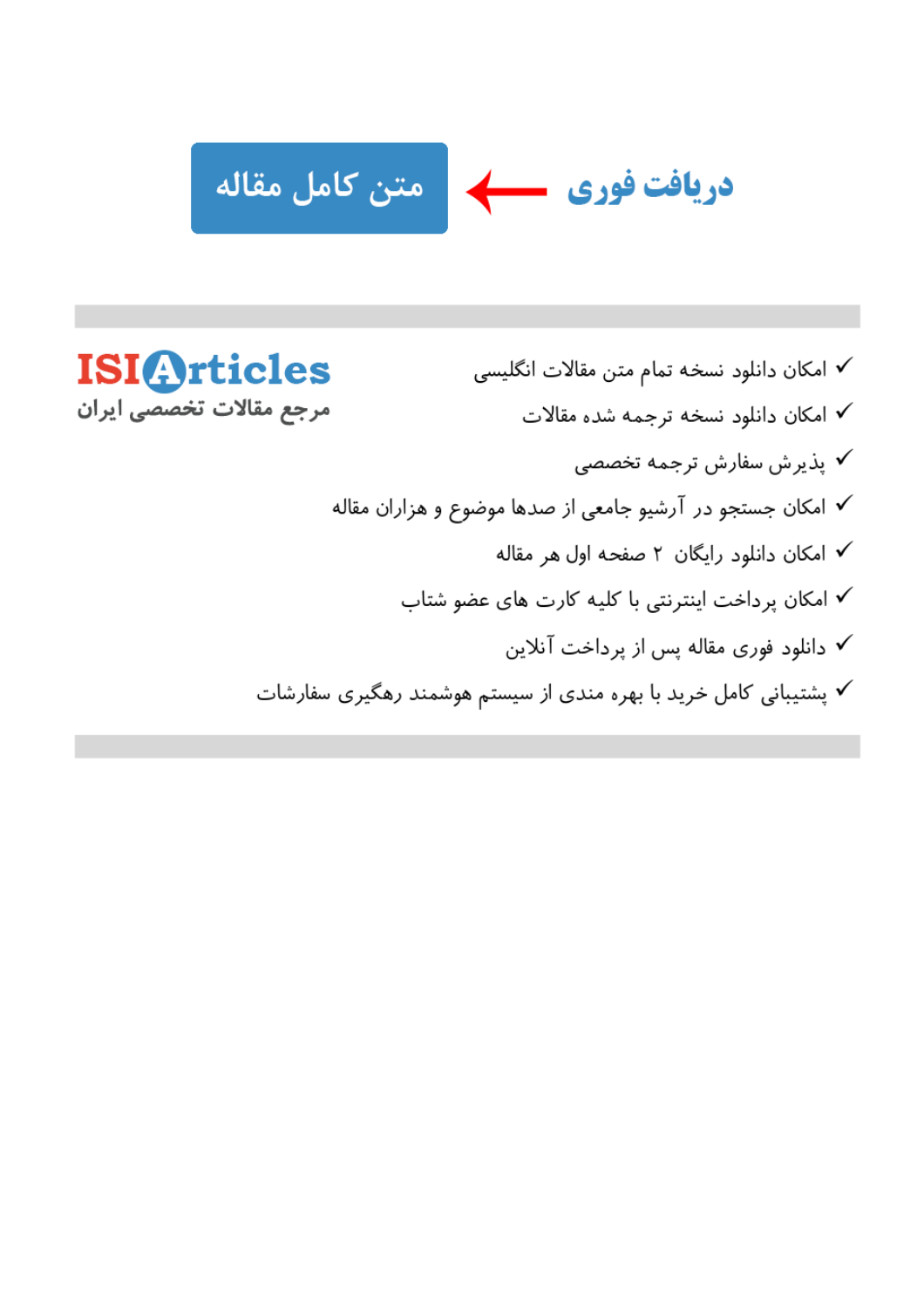دریافت فوری ← **متن کامل مقاله**

**ISIArticles**
مرجع مقالات تخصصی ایران

- ✓ امکان دانلود نسخه تمام متن مقالات انگلیسی
- ✓ امکان دانلود نسخه ترجمه شده مقالات
- ✓ پذیرش سفارش ترجمه تخصصی
- ✓ امکان جستجو در آرشیو جامعی از صدها موضوع و هزاران مقاله
- ✓ امکان دانلود رایگان ۲ صفحه اول هر مقاله
- ✓ امکان پرداخت اینترنتی با کلیه کارت های عضو شتاب
- ✓ دانلود فوری مقاله پس از پرداخت آنلاین
- ✓ پشتیبانی کامل خرید با بهره مندی از سیستم هوشمند رهگیری سفارشات